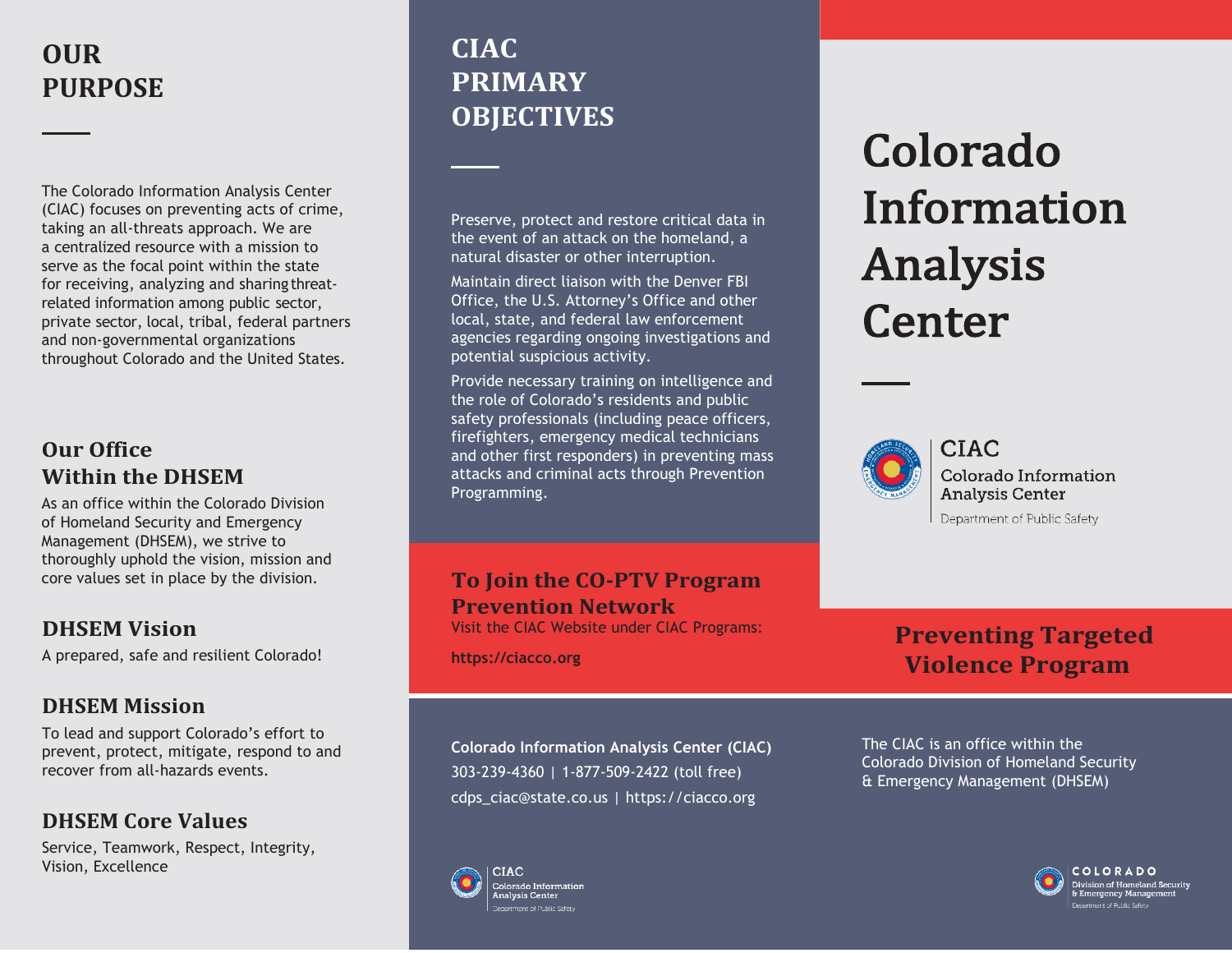## OUR PURPOSE

The Colorado Information Analysis Center (CIAC) focuses on preventing acts of crime, taking an all-threats approach. We are a centralized resource with a mission to serve as the focal point within the state for receiving, analyzing and sharing threat-related information among public sector, private sector, local, tribal, federal partners and non-governmental organizations throughout Colorado and the United States.

### Our Office Within the DHSEM

As an office within the Colorado Division of Homeland Security and Emergency Management (DHSEM), we strive to thoroughly uphold the vision, mission and core values set in place by the division.

### DHSEM Vision

A prepared, safe and resilient Colorado!

### DHSEM Mission

To lead and support Colorado's effort to prevent, protect, mitigate, respond to and recover from all-hazards events.

### DHSEM Core Values

Service, Teamwork, Respect, Integrity, Vision, Excellence

## CIAC PRIMARY OBJECTIVES

Preserve, protect and restore critical data in the event of an attack on the homeland, a natural disaster or other interruption.

Maintain direct liaison with the Denver FBI Office, the U.S. Attorney's Office and other local, state, and federal law enforcement agencies regarding ongoing investigations and potential suspicious activity.

Provide necessary training on intelligence and the role of Colorado's residents and public safety professionals (including peace officers, firefighters, emergency medical technicians and other first responders) in preventing mass attacks and criminal acts through Prevention Programming.

### To Join the CO-PTV Program Prevention Network

Visit the CIAC Website under CIAC Programs:

**https://ciacco.org**

**Colorado Information Analysis Center (CIAC)**
303-239-4360 | 1-877-509-2422 (toll free)
cdps_ciac@state.co.us | https://ciacco.org

CIAC
Colorado Information Analysis Center
Department of Public Safety

# Colorado Information Analysis Center

CIAC
Colorado Information Analysis Center
Department of Public Safety

## Preventing Targeted Violence Program

The CIAC is an office within the Colorado Division of Homeland Security & Emergency Management (DHSEM)

COLORADO
Division of Homeland Security & Emergency Management
Department of Public Safety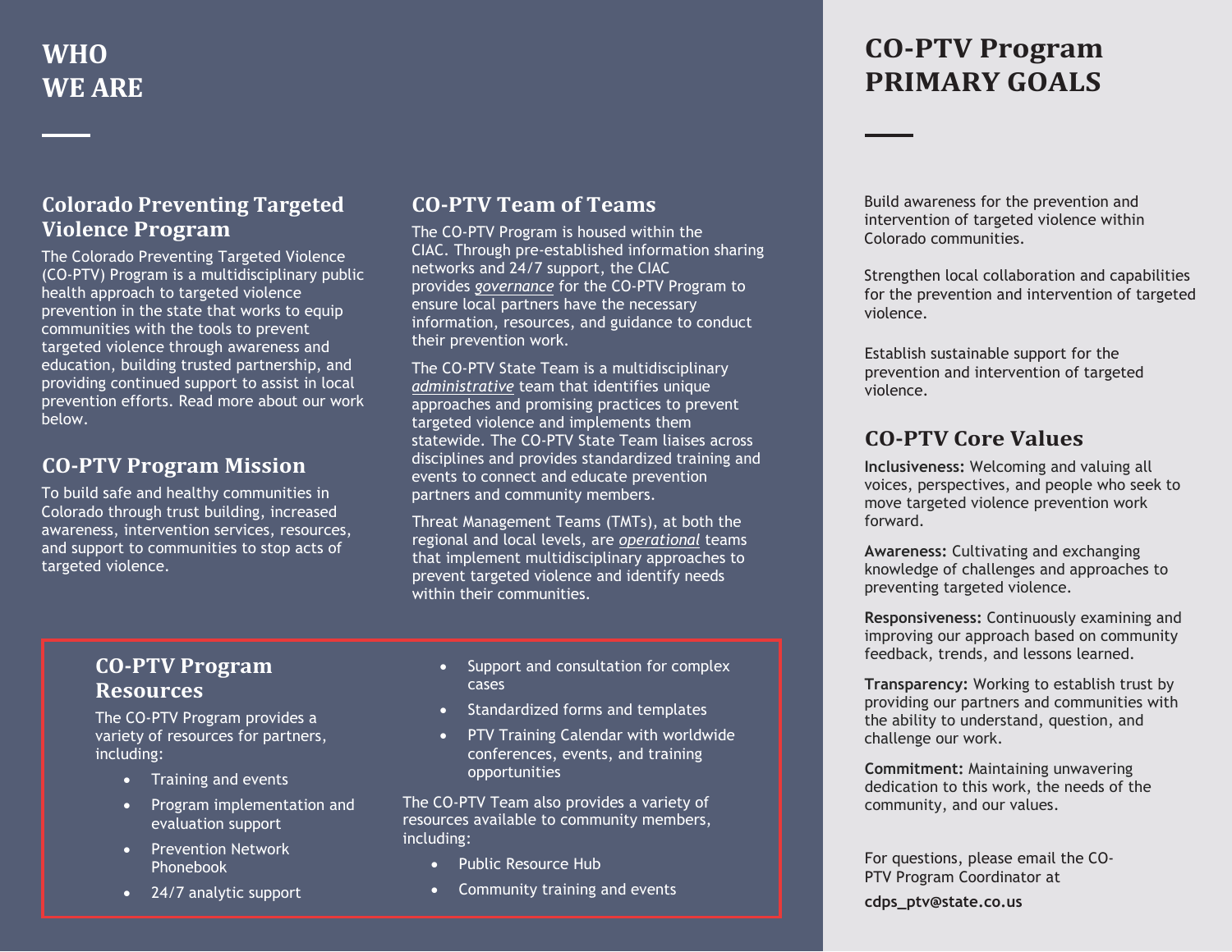# WHO WE ARE

## Colorado Preventing Targeted Violence Program

The Colorado Preventing Targeted Violence (CO-PTV) Program is a multidisciplinary public health approach to targeted violence prevention in the state that works to equip communities with the tools to prevent targeted violence through awareness and education, building trusted partnership, and providing continued support to assist in local prevention efforts. Read more about our work below.

## CO-PTV Program Mission

To build safe and healthy communities in Colorado through trust building, increased awareness, intervention services, resources, and support to communities to stop acts of targeted violence.

## CO-PTV Team of Teams

The CO-PTV Program is housed within the CIAC. Through pre-established information sharing networks and 24/7 support, the CIAC provides *governance* for the CO-PTV Program to ensure local partners have the necessary information, resources, and guidance to conduct their prevention work.

The CO-PTV State Team is a multidisciplinary *administrative* team that identifies unique approaches and promising practices to prevent targeted violence and implements them statewide. The CO-PTV State Team liaises across disciplines and provides standardized training and events to connect and educate prevention partners and community members.

Threat Management Teams (TMTs), at both the regional and local levels, are *operational* teams that implement multidisciplinary approaches to prevent targeted violence and identify needs within their communities.

## CO-PTV Program Resources

The CO-PTV Program provides a variety of resources for partners, including:

- Training and events
- Program implementation and evaluation support
- Prevention Network Phonebook
- 24/7 analytic support
- Support and consultation for complex cases
- Standardized forms and templates
- PTV Training Calendar with worldwide conferences, events, and training opportunities

The CO-PTV Team also provides a variety of resources available to community members, including:

- Public Resource Hub
- Community training and events

# CO-PTV Program PRIMARY GOALS

Build awareness for the prevention and intervention of targeted violence within Colorado communities.

Strengthen local collaboration and capabilities for the prevention and intervention of targeted violence.

Establish sustainable support for the prevention and intervention of targeted violence.

## CO-PTV Core Values

**Inclusiveness:** Welcoming and valuing all voices, perspectives, and people who seek to move targeted violence prevention work forward.

**Awareness:** Cultivating and exchanging knowledge of challenges and approaches to preventing targeted violence.

**Responsiveness:** Continuously examining and improving our approach based on community feedback, trends, and lessons learned.

**Transparency:** Working to establish trust by providing our partners and communities with the ability to understand, question, and challenge our work.

**Commitment:** Maintaining unwavering dedication to this work, the needs of the community, and our values.

For questions, please email the CO-PTV Program Coordinator at

**cdps_ptv@state.co.us**